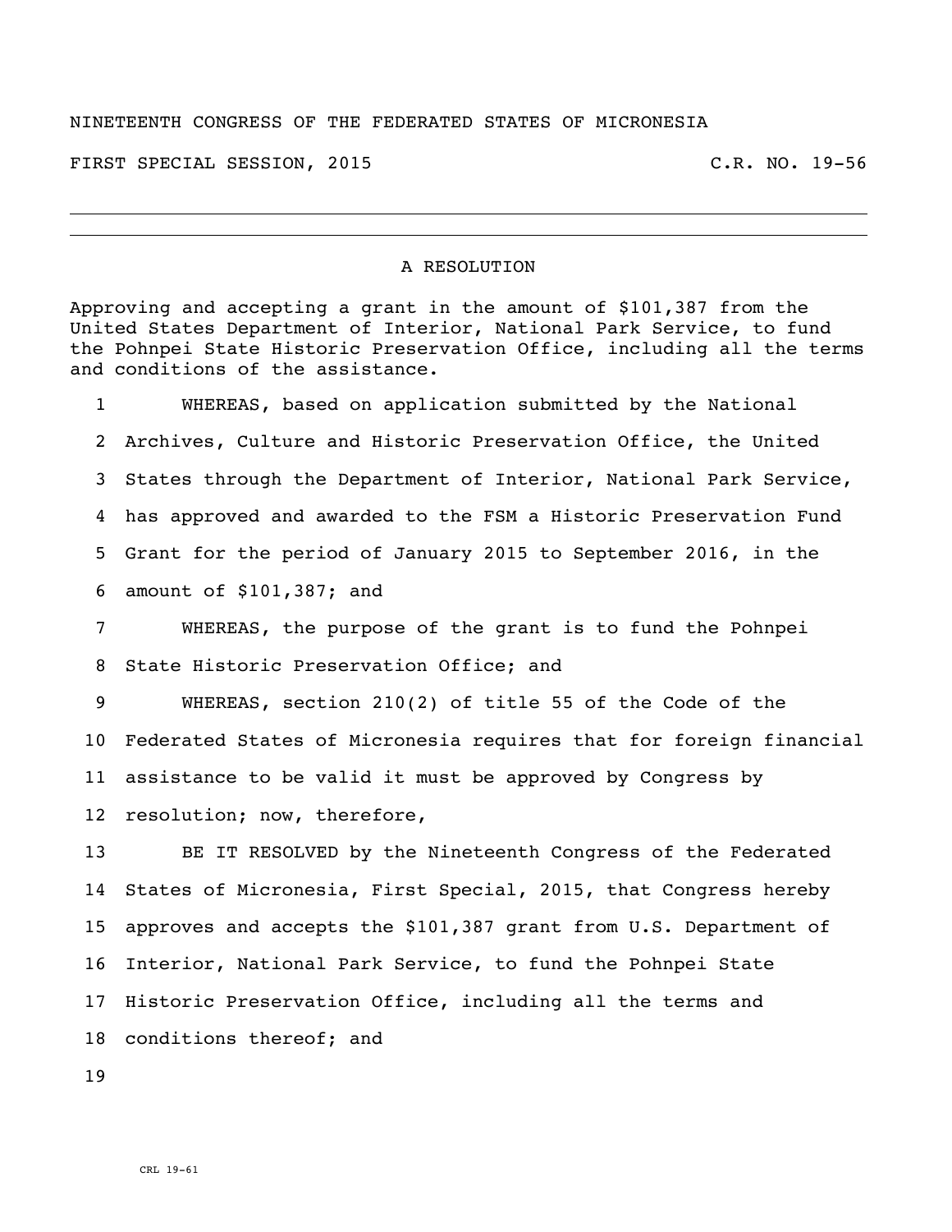NINETEENTH CONGRESS OF THE FEDERATED STATES OF MICRONESIA

FIRST SPECIAL SESSION, 2015 C.R. NO. 19-56

---

## A RESOLUTION

Approving and accepting a grant in the amount of $101,387 from the United States Department of Interior, National Park Service, to fund the Pohnpei State Historic Preservation Office, including all the terms and conditions of the assistance.

1 WHEREAS, based on application submitted by the National
2 Archives, Culture and Historic Preservation Office, the United
3 States through the Department of Interior, National Park Service,
4 has approved and awarded to the FSM a Historic Preservation Fund
5 Grant for the period of January 2015 to September 2016, in the
6 amount of $101,387; and

7 WHEREAS, the purpose of the grant is to fund the Pohnpei
8 State Historic Preservation Office; and

9 WHEREAS, section 210(2) of title 55 of the Code of the
10 Federated States of Micronesia requires that for foreign financial
11 assistance to be valid it must be approved by Congress by
12 resolution; now, therefore,

13 BE IT RESOLVED by the Nineteenth Congress of the Federated
14 States of Micronesia, First Special, 2015, that Congress hereby
15 approves and accepts the $101,387 grant from U.S. Department of
16 Interior, National Park Service, to fund the Pohnpei State
17 Historic Preservation Office, including all the terms and
18 conditions thereof; and

19

CRL 19-61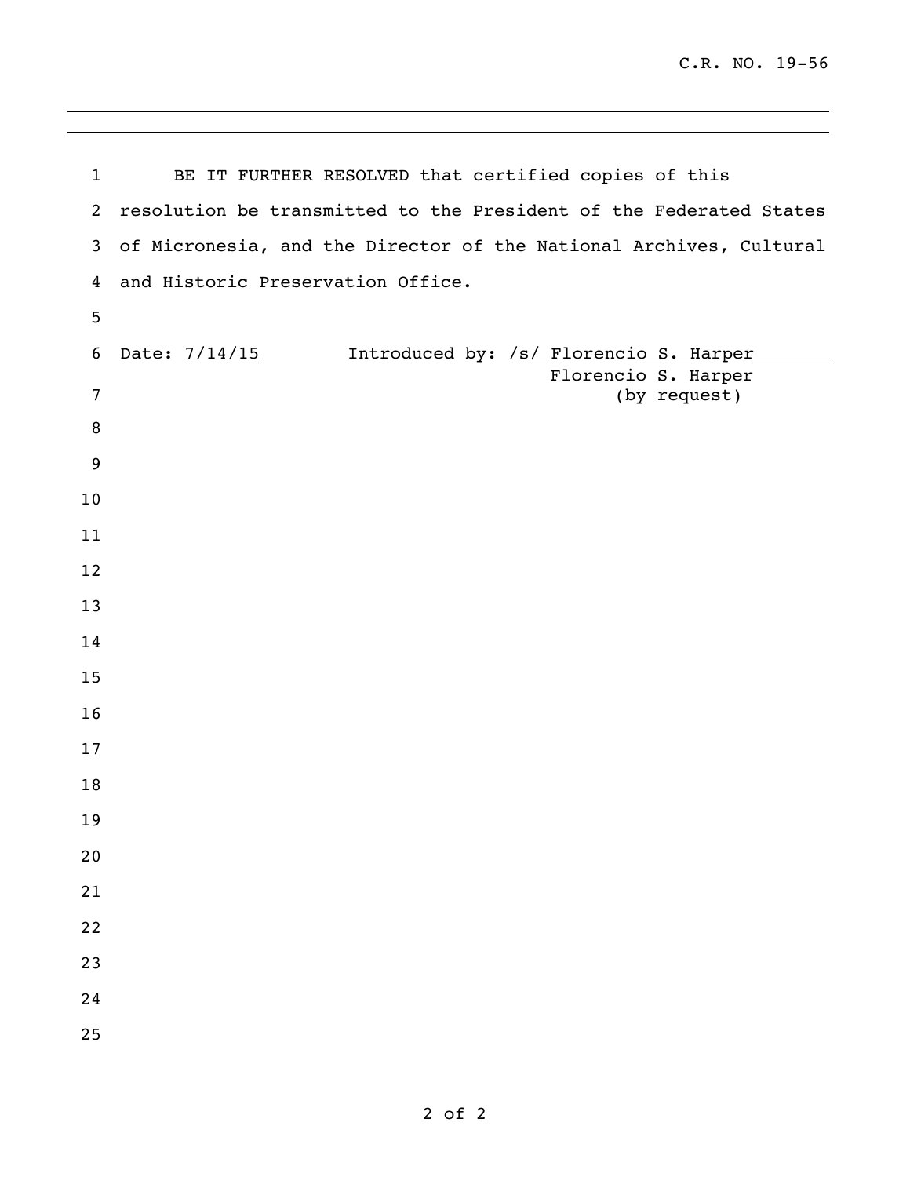BE IT FURTHER RESOLVED that certified copies of this resolution be transmitted to the President of the Federated States of Micronesia, and the Director of the National Archives, Cultural and Historic Preservation Office.

Date: 7/14/15

Introduced by: /s/ Florencio S. Harper
Florencio S. Harper
(by request)